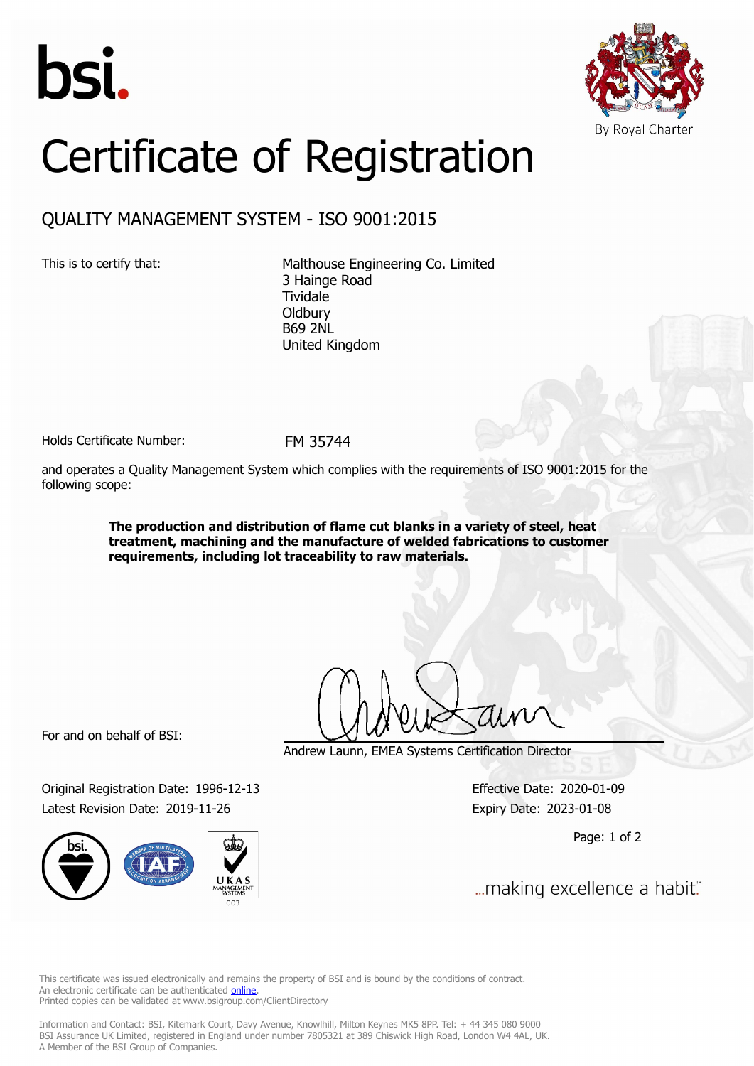bsi.

By Royal Charter

# Certificate of Registration

## QUALITY MANAGEMENT SYSTEM - ISO 9001:2015

This is to certify that:

Malthouse Engineering Co. Limited
3 Hainge Road
Tividale
Oldbury
B69 2NL
United Kingdom

Holds Certificate Number: FM 35744

and operates a Quality Management System which complies with the requirements of ISO 9001:2015 for the following scope:

**The production and distribution of flame cut blanks in a variety of steel, heat treatment, machining and the manufacture of welded fabrications to customer requirements, including lot traceability to raw materials.**

For and on behalf of BSI:

Andrew Launn, EMEA Systems Certification Director

Original Registration Date: 1996-12-13

Latest Revision Date: 2019-11-26

Effective Date: 2020-01-09

Expiry Date: 2023-01-08

...making excellence a habit.™

This certificate was issued electronically and remains the property of BSI and is bound by the conditions of contract.
An electronic certificate can be authenticated online.
Printed copies can be validated at www.bsigroup.com/ClientDirectory

Information and Contact: BSI, Kitemark Court, Davy Avenue, Knowlhill, Milton Keynes MK5 8PP. Tel: + 44 345 080 9000
BSI Assurance UK Limited, registered in England under number 7805321 at 389 Chiswick High Road, London W4 4AL, UK.
A Member of the BSI Group of Companies.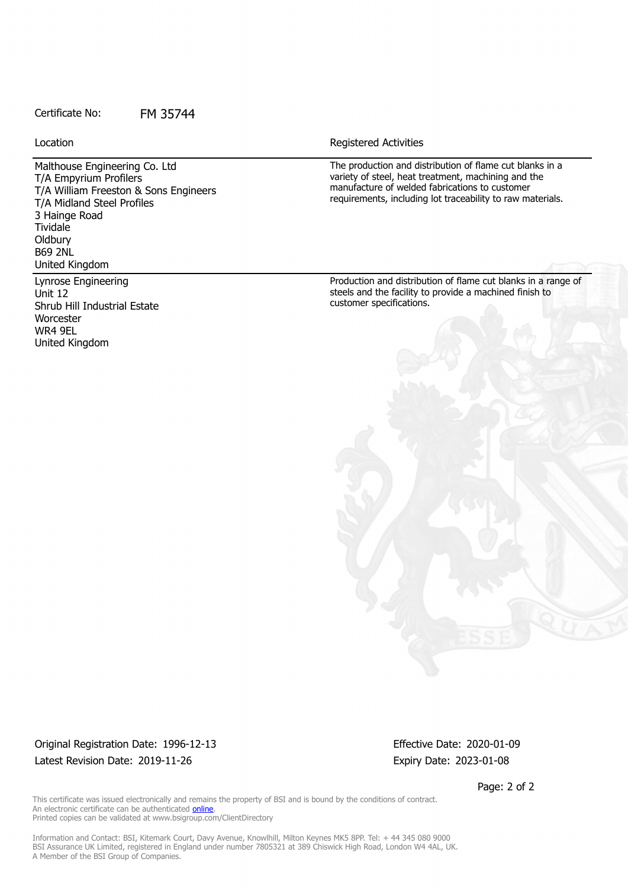Certificate No: FM 35744

| Location | Registered Activities |
| --- | --- |
| Malthouse Engineering Co. Ltd<br>T/A Empyrium Profilers<br>T/A William Freeston & Sons Engineers<br>T/A Midland Steel Profiles<br>3 Hainge Road<br>Tividale<br>Oldbury<br>B69 2NL<br>United Kingdom | The production and distribution of flame cut blanks in a variety of steel, heat treatment, machining and the manufacture of welded fabrications to customer requirements, including lot traceability to raw materials. |
| Lynrose Engineering<br>Unit 12<br>Shrub Hill Industrial Estate<br>Worcester<br>WR4 9EL<br>United Kingdom | Production and distribution of flame cut blanks in a range of steels and the facility to provide a machined finish to customer specifications. |

Original Registration Date: 1996-12-13

Latest Revision Date: 2019-11-26

Effective Date: 2020-01-09

Expiry Date: 2023-01-08

This certificate was issued electronically and remains the property of BSI and is bound by the conditions of contract.
An electronic certificate can be authenticated online.
Printed copies can be validated at www.bsigroup.com/ClientDirectory

Information and Contact: BSI, Kitemark Court, Davy Avenue, Knowlhill, Milton Keynes MK5 8PP. Tel: + 44 345 080 9000
BSI Assurance UK Limited, registered in England under number 7805321 at 389 Chiswick High Road, London W4 4AL, UK.
A Member of the BSI Group of Companies.